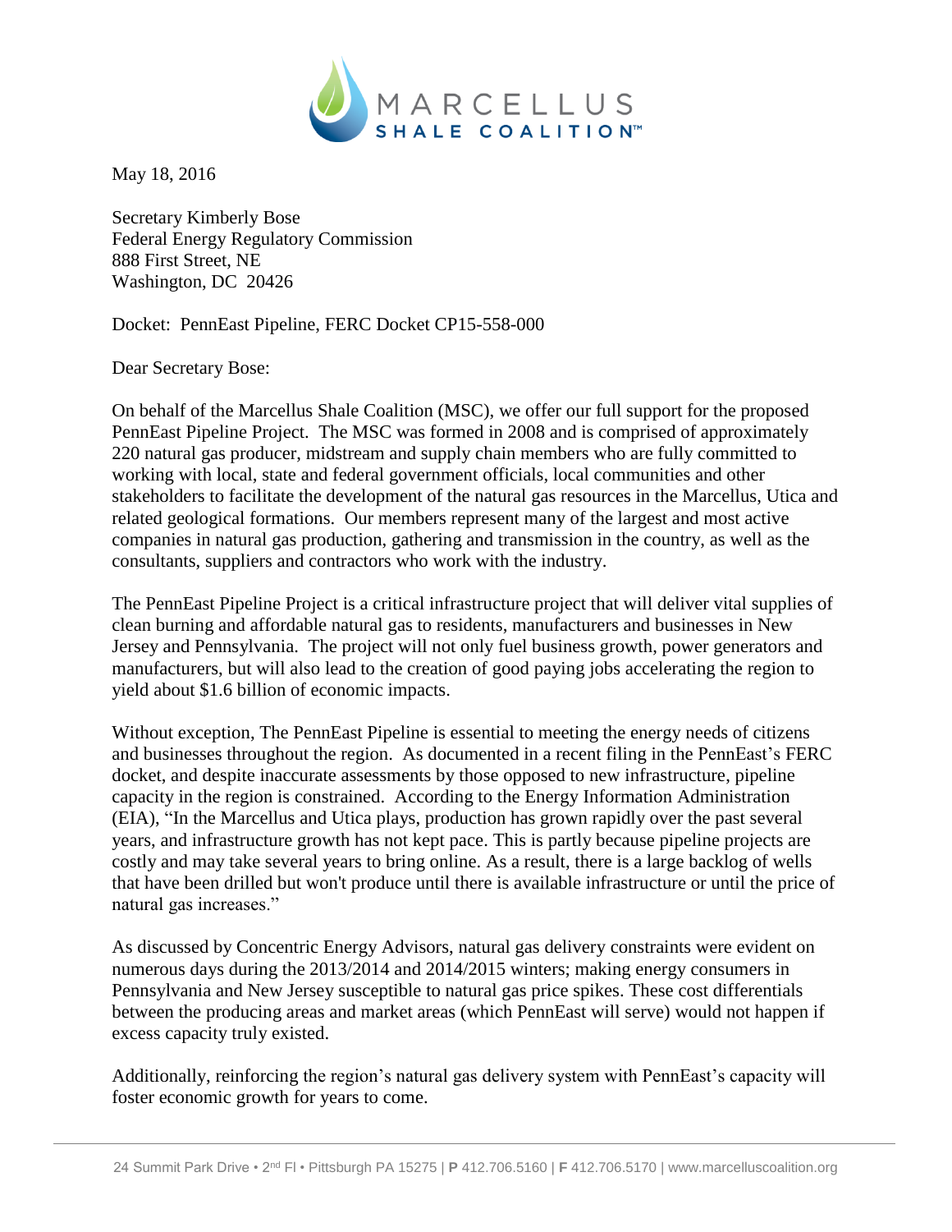MARCELLUS SHALE COALITION™

May 18, 2016

Secretary Kimberly Bose
Federal Energy Regulatory Commission
888 First Street, NE
Washington, DC 20426

Docket: PennEast Pipeline, FERC Docket CP15-558-000

Dear Secretary Bose:

On behalf of the Marcellus Shale Coalition (MSC), we offer our full support for the proposed PennEast Pipeline Project. The MSC was formed in 2008 and is comprised of approximately 220 natural gas producer, midstream and supply chain members who are fully committed to working with local, state and federal government officials, local communities and other stakeholders to facilitate the development of the natural gas resources in the Marcellus, Utica and related geological formations. Our members represent many of the largest and most active companies in natural gas production, gathering and transmission in the country, as well as the consultants, suppliers and contractors who work with the industry.

The PennEast Pipeline Project is a critical infrastructure project that will deliver vital supplies of clean burning and affordable natural gas to residents, manufacturers and businesses in New Jersey and Pennsylvania. The project will not only fuel business growth, power generators and manufacturers, but will also lead to the creation of good paying jobs accelerating the region to yield about $1.6 billion of economic impacts.

Without exception, The PennEast Pipeline is essential to meeting the energy needs of citizens and businesses throughout the region. As documented in a recent filing in the PennEast's FERC docket, and despite inaccurate assessments by those opposed to new infrastructure, pipeline capacity in the region is constrained. According to the Energy Information Administration (EIA), "In the Marcellus and Utica plays, production has grown rapidly over the past several years, and infrastructure growth has not kept pace. This is partly because pipeline projects are costly and may take several years to bring online. As a result, there is a large backlog of wells that have been drilled but won't produce until there is available infrastructure or until the price of natural gas increases."

As discussed by Concentric Energy Advisors, natural gas delivery constraints were evident on numerous days during the 2013/2014 and 2014/2015 winters; making energy consumers in Pennsylvania and New Jersey susceptible to natural gas price spikes. These cost differentials between the producing areas and market areas (which PennEast will serve) would not happen if excess capacity truly existed.

Additionally, reinforcing the region's natural gas delivery system with PennEast's capacity will foster economic growth for years to come.

24 Summit Park Drive • 2nd Fl • Pittsburgh PA 15275 | **P** 412.706.5160 | **F** 412.706.5170 | www.marcelluscoalition.org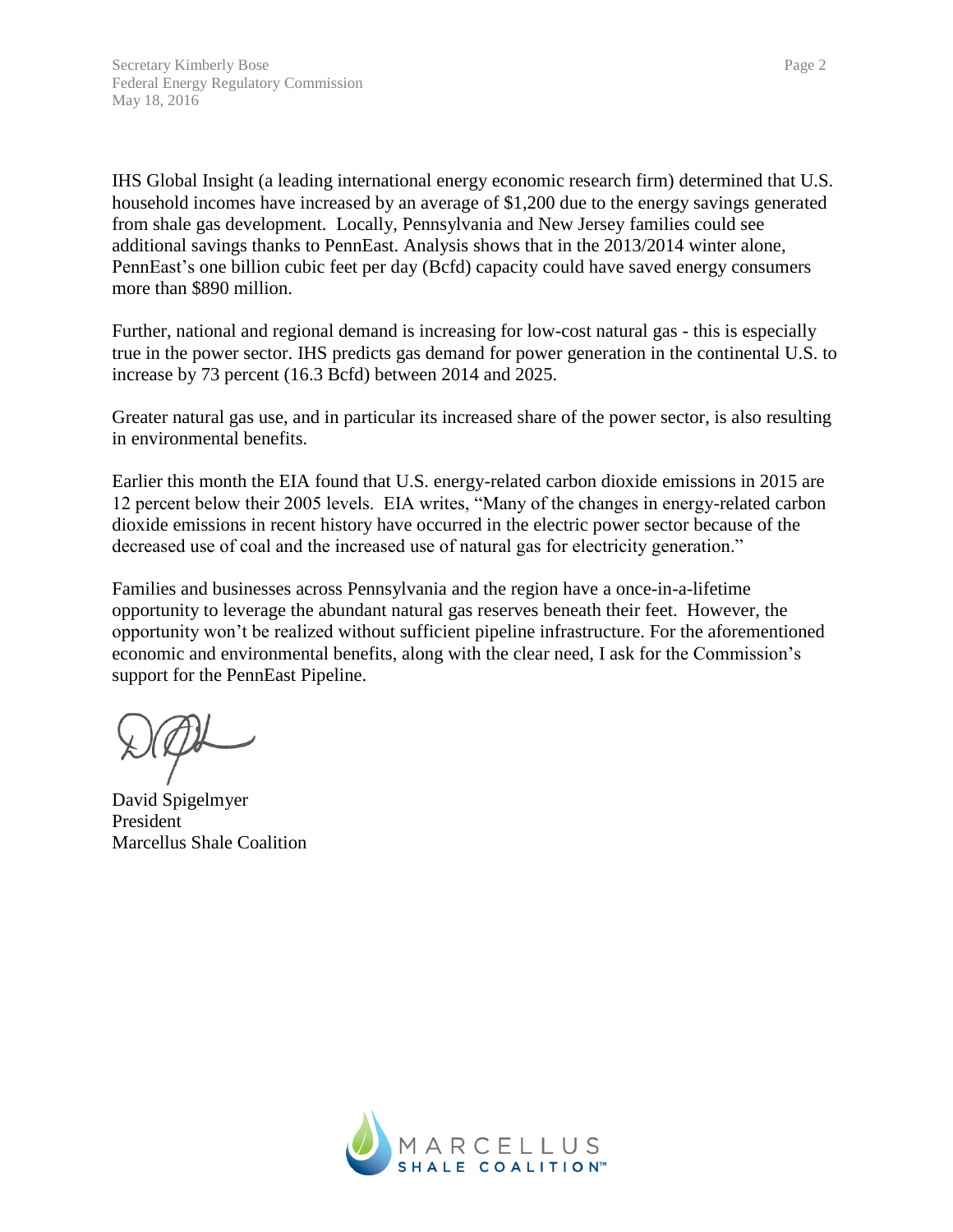IHS Global Insight (a leading international energy economic research firm) determined that U.S. household incomes have increased by an average of $1,200 due to the energy savings generated from shale gas development. Locally, Pennsylvania and New Jersey families could see additional savings thanks to PennEast. Analysis shows that in the 2013/2014 winter alone, PennEast's one billion cubic feet per day (Bcfd) capacity could have saved energy consumers more than $890 million.

Further, national and regional demand is increasing for low-cost natural gas - this is especially true in the power sector. IHS predicts gas demand for power generation in the continental U.S. to increase by 73 percent (16.3 Bcfd) between 2014 and 2025.

Greater natural gas use, and in particular its increased share of the power sector, is also resulting in environmental benefits.

Earlier this month the EIA found that U.S. energy-related carbon dioxide emissions in 2015 are 12 percent below their 2005 levels. EIA writes, "Many of the changes in energy-related carbon dioxide emissions in recent history have occurred in the electric power sector because of the decreased use of coal and the increased use of natural gas for electricity generation."

Families and businesses across Pennsylvania and the region have a once-in-a-lifetime opportunity to leverage the abundant natural gas reserves beneath their feet. However, the opportunity won't be realized without sufficient pipeline infrastructure. For the aforementioned economic and environmental benefits, along with the clear need, I ask for the Commission's support for the PennEast Pipeline.

David Spigelmyer
President
Marcellus Shale Coalition

MARCELLUS SHALE COALITION™